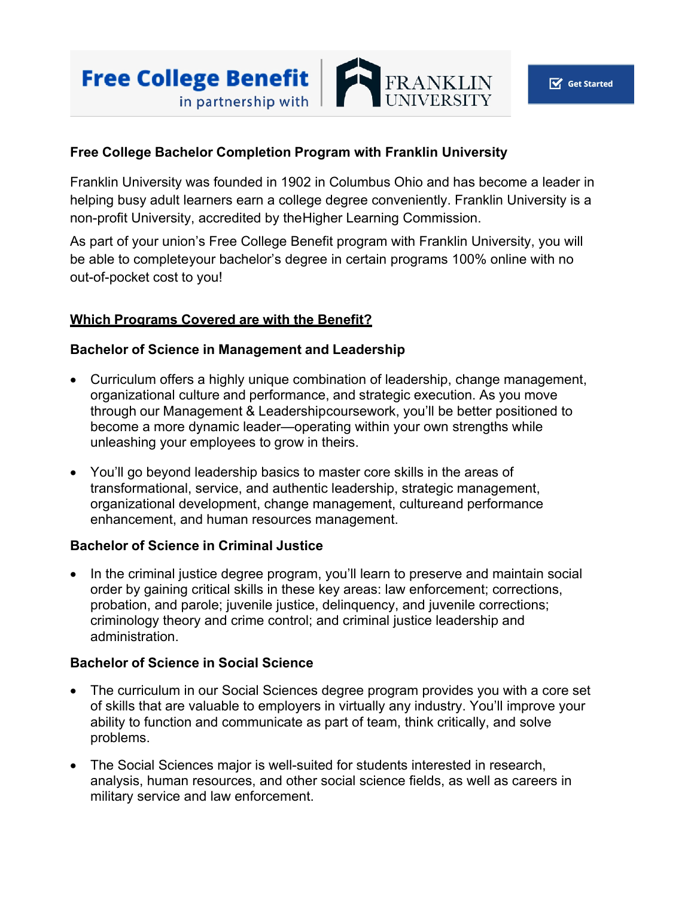Free College Benefit in partnership with FRANKLIN UNIVERSITY

Get Started

**Free College Bachelor Completion Program with Franklin University**

Franklin University was founded in 1902 in Columbus Ohio and has become a leader in helping busy adult learners earn a college degree conveniently. Franklin University is a non-profit University, accredited by theHigher Learning Commission.

As part of your union's Free College Benefit program with Franklin University, you will be able to completeyour bachelor's degree in certain programs 100% online with no out-of-pocket cost to you!

**<u>Which Programs Covered are with the Benefit?</u>**

**Bachelor of Science in Management and Leadership**

- Curriculum offers a highly unique combination of leadership, change management, organizational culture and performance, and strategic execution. As you move through our Management & Leadershipcoursework, you'll be better positioned to become a more dynamic leader—operating within your own strengths while unleashing your employees to grow in theirs.
- You'll go beyond leadership basics to master core skills in the areas of transformational, service, and authentic leadership, strategic management, organizational development, change management, cultureand performance enhancement, and human resources management.

**Bachelor of Science in Criminal Justice**

- In the criminal justice degree program, you'll learn to preserve and maintain social order by gaining critical skills in these key areas: law enforcement; corrections, probation, and parole; juvenile justice, delinquency, and juvenile corrections; criminology theory and crime control; and criminal justice leadership and administration.

**Bachelor of Science in Social Science**

- The curriculum in our Social Sciences degree program provides you with a core set of skills that are valuable to employers in virtually any industry. You'll improve your ability to function and communicate as part of team, think critically, and solve problems.
- The Social Sciences major is well-suited for students interested in research, analysis, human resources, and other social science fields, as well as careers in military service and law enforcement.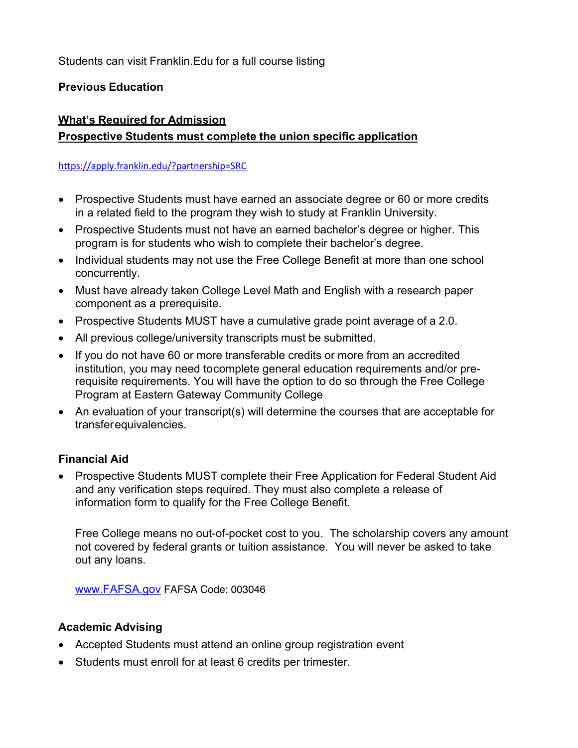Students can visit Franklin.Edu for a full course listing

**Previous Education**

**<u>What's Required for Admission</u>**

**<u>Prospective Students must complete the union specific application</u>**

https://apply.franklin.edu/?partnership=SRC

- Prospective Students must have earned an associate degree or 60 or more credits in a related field to the program they wish to study at Franklin University.
- Prospective Students must not have an earned bachelor's degree or higher. This program is for students who wish to complete their bachelor's degree.
- Individual students may not use the Free College Benefit at more than one school concurrently.
- Must have already taken College Level Math and English with a research paper component as a prerequisite.
- Prospective Students MUST have a cumulative grade point average of a 2.0.
- All previous college/university transcripts must be submitted.
- If you do not have 60 or more transferable credits or more from an accredited institution, you may need tocomplete general education requirements and/or pre-requisite requirements. You will have the option to do so through the Free College Program at Eastern Gateway Community College
- An evaluation of your transcript(s) will determine the courses that are acceptable for transferequivalencies.

**Financial Aid**

- Prospective Students MUST complete their Free Application for Federal Student Aid and any verification steps required. They must also complete a release of information form to qualify for the Free College Benefit.

  Free College means no out-of-pocket cost to you. The scholarship covers any amount not covered by federal grants or tuition assistance. You will never be asked to take out any loans.

  www.FAFSA.gov FAFSA Code: 003046

**Academic Advising**

- Accepted Students must attend an online group registration event
- Students must enroll for at least 6 credits per trimester.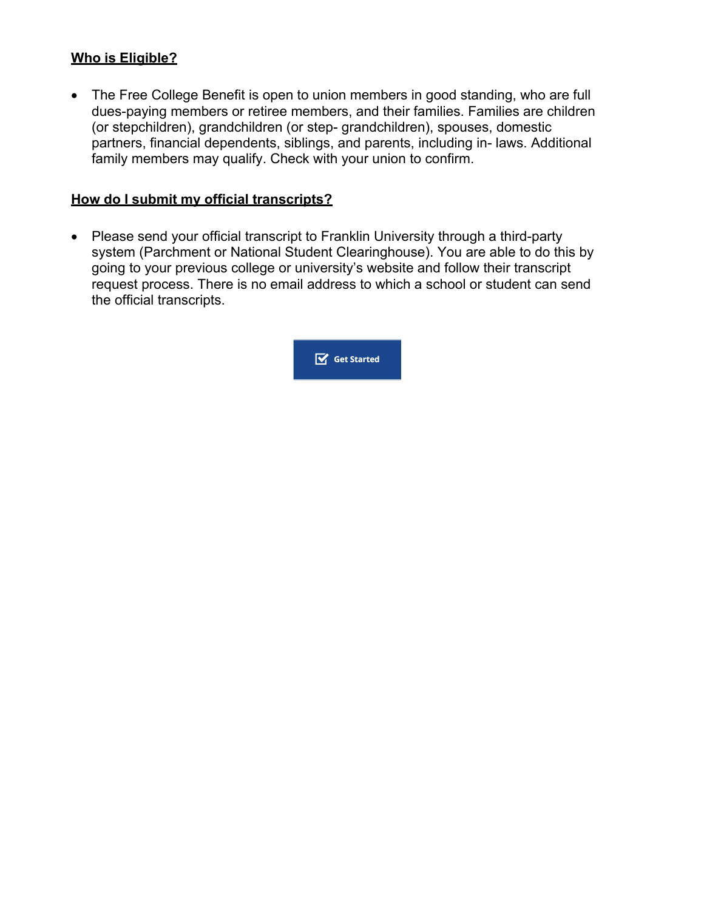**<u>Who is Eligible?</u>**

- The Free College Benefit is open to union members in good standing, who are full dues-paying members or retiree members, and their families. Families are children (or stepchildren), grandchildren (or step- grandchildren), spouses, domestic partners, financial dependents, siblings, and parents, including in- laws. Additional family members may qualify. Check with your union to confirm.

**<u>How do I submit my official transcripts?</u>**

- Please send your official transcript to Franklin University through a third-party system (Parchment or National Student Clearinghouse). You are able to do this by going to your previous college or university's website and follow their transcript request process. There is no email address to which a school or student can send the official transcripts.

Get Started